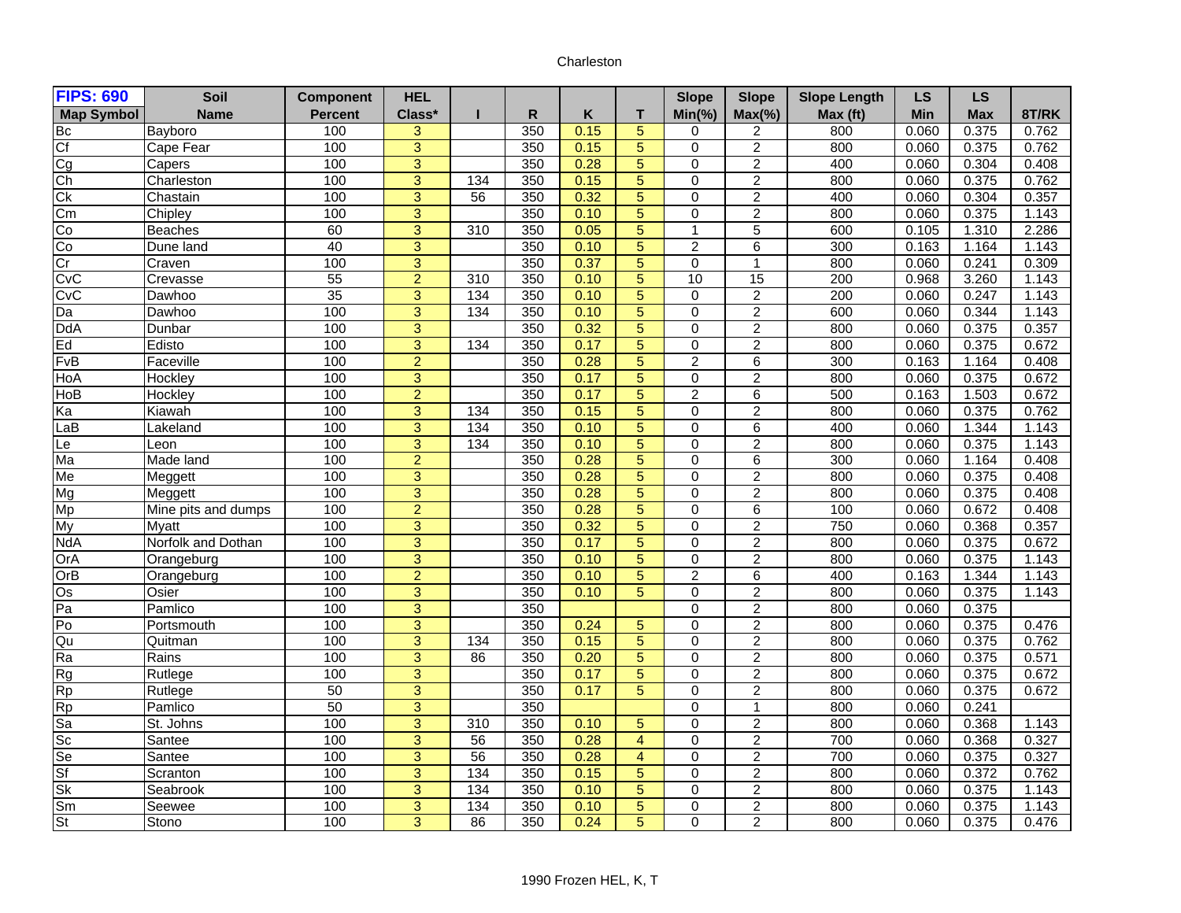Charleston

| FIPS: 690 | Soil | Component | HEL | | | | | Slope | Slope | Slope Length | LS | LS | |
|---|---|---|---|---|---|---|---|---|---|---|---|---|---|
| Map Symbol | Name | Percent | Class* | I | R | K | T | Min(%) | Max(%) | Max (ft) | Min | Max | 8T/RK |
| Bc | Bayboro | 100 | 3 | | 350 | 0.15 | 5 | 0 | 2 | 800 | 0.060 | 0.375 | 0.762 |
| Cf | Cape Fear | 100 | 3 | | 350 | 0.15 | 5 | 0 | 2 | 800 | 0.060 | 0.375 | 0.762 |
| Cg | Capers | 100 | 3 | | 350 | 0.28 | 5 | 0 | 2 | 400 | 0.060 | 0.304 | 0.408 |
| Ch | Charleston | 100 | 3 | 134 | 350 | 0.15 | 5 | 0 | 2 | 800 | 0.060 | 0.375 | 0.762 |
| Ck | Chastain | 100 | 3 | 56 | 350 | 0.32 | 5 | 0 | 2 | 400 | 0.060 | 0.304 | 0.357 |
| Cm | Chipley | 100 | 3 | | 350 | 0.10 | 5 | 0 | 2 | 800 | 0.060 | 0.375 | 1.143 |
| Co | Beaches | 60 | 3 | 310 | 350 | 0.05 | 5 | 1 | 5 | 600 | 0.105 | 1.310 | 2.286 |
| Co | Dune land | 40 | 3 | | 350 | 0.10 | 5 | 2 | 6 | 300 | 0.163 | 1.164 | 1.143 |
| Cr | Craven | 100 | 3 | | 350 | 0.37 | 5 | 0 | 1 | 800 | 0.060 | 0.241 | 0.309 |
| CvC | Crevasse | 55 | 2 | 310 | 350 | 0.10 | 5 | 10 | 15 | 200 | 0.968 | 3.260 | 1.143 |
| CvC | Dawhoo | 35 | 3 | 134 | 350 | 0.10 | 5 | 0 | 2 | 200 | 0.060 | 0.247 | 1.143 |
| Da | Dawhoo | 100 | 3 | 134 | 350 | 0.10 | 5 | 0 | 2 | 600 | 0.060 | 0.344 | 1.143 |
| DdA | Dunbar | 100 | 3 | | 350 | 0.32 | 5 | 0 | 2 | 800 | 0.060 | 0.375 | 0.357 |
| Ed | Edisto | 100 | 3 | 134 | 350 | 0.17 | 5 | 0 | 2 | 800 | 0.060 | 0.375 | 0.672 |
| FvB | Faceville | 100 | 2 | | 350 | 0.28 | 5 | 2 | 6 | 300 | 0.163 | 1.164 | 0.408 |
| HoA | Hockley | 100 | 3 | | 350 | 0.17 | 5 | 0 | 2 | 800 | 0.060 | 0.375 | 0.672 |
| HoB | Hockley | 100 | 2 | | 350 | 0.17 | 5 | 2 | 6 | 500 | 0.163 | 1.503 | 0.672 |
| Ka | Kiawah | 100 | 3 | 134 | 350 | 0.15 | 5 | 0 | 2 | 800 | 0.060 | 0.375 | 0.762 |
| LaB | Lakeland | 100 | 3 | 134 | 350 | 0.10 | 5 | 0 | 6 | 400 | 0.060 | 1.344 | 1.143 |
| Le | Leon | 100 | 3 | 134 | 350 | 0.10 | 5 | 0 | 2 | 800 | 0.060 | 0.375 | 1.143 |
| Ma | Made land | 100 | 2 | | 350 | 0.28 | 5 | 0 | 6 | 300 | 0.060 | 1.164 | 0.408 |
| Me | Meggett | 100 | 3 | | 350 | 0.28 | 5 | 0 | 2 | 800 | 0.060 | 0.375 | 0.408 |
| Mg | Meggett | 100 | 3 | | 350 | 0.28 | 5 | 0 | 2 | 800 | 0.060 | 0.375 | 0.408 |
| Mp | Mine pits and dumps | 100 | 2 | | 350 | 0.28 | 5 | 0 | 6 | 100 | 0.060 | 0.672 | 0.408 |
| My | Myatt | 100 | 3 | | 350 | 0.32 | 5 | 0 | 2 | 750 | 0.060 | 0.368 | 0.357 |
| NdA | Norfolk and Dothan | 100 | 3 | | 350 | 0.17 | 5 | 0 | 2 | 800 | 0.060 | 0.375 | 0.672 |
| OrA | Orangeburg | 100 | 3 | | 350 | 0.10 | 5 | 0 | 2 | 800 | 0.060 | 0.375 | 1.143 |
| OrB | Orangeburg | 100 | 2 | | 350 | 0.10 | 5 | 2 | 6 | 400 | 0.163 | 1.344 | 1.143 |
| Os | Osier | 100 | 3 | | 350 | 0.10 | 5 | 0 | 2 | 800 | 0.060 | 0.375 | 1.143 |
| Pa | Pamlico | 100 | 3 | | 350 | | | 0 | 2 | 800 | 0.060 | 0.375 | |
| Po | Portsmouth | 100 | 3 | | 350 | 0.24 | 5 | 0 | 2 | 800 | 0.060 | 0.375 | 0.476 |
| Qu | Quitman | 100 | 3 | 134 | 350 | 0.15 | 5 | 0 | 2 | 800 | 0.060 | 0.375 | 0.762 |
| Ra | Rains | 100 | 3 | 86 | 350 | 0.20 | 5 | 0 | 2 | 800 | 0.060 | 0.375 | 0.571 |
| Rg | Rutlege | 100 | 3 | | 350 | 0.17 | 5 | 0 | 2 | 800 | 0.060 | 0.375 | 0.672 |
| Rp | Rutlege | 50 | 3 | | 350 | 0.17 | 5 | 0 | 2 | 800 | 0.060 | 0.375 | 0.672 |
| Rp | Pamlico | 50 | 3 | | 350 | | | 0 | 1 | 800 | 0.060 | 0.241 | |
| Sa | St. Johns | 100 | 3 | 310 | 350 | 0.10 | 5 | 0 | 2 | 800 | 0.060 | 0.368 | 1.143 |
| Sc | Santee | 100 | 3 | 56 | 350 | 0.28 | 4 | 0 | 2 | 700 | 0.060 | 0.368 | 0.327 |
| Se | Santee | 100 | 3 | 56 | 350 | 0.28 | 4 | 0 | 2 | 700 | 0.060 | 0.375 | 0.327 |
| Sf | Scranton | 100 | 3 | 134 | 350 | 0.15 | 5 | 0 | 2 | 800 | 0.060 | 0.372 | 0.762 |
| Sk | Seabrook | 100 | 3 | 134 | 350 | 0.10 | 5 | 0 | 2 | 800 | 0.060 | 0.375 | 1.143 |
| Sm | Seewee | 100 | 3 | 134 | 350 | 0.10 | 5 | 0 | 2 | 800 | 0.060 | 0.375 | 1.143 |
| St | Stono | 100 | 3 | 86 | 350 | 0.24 | 5 | 0 | 2 | 800 | 0.060 | 0.375 | 0.476 |

1990 Frozen HEL, K, T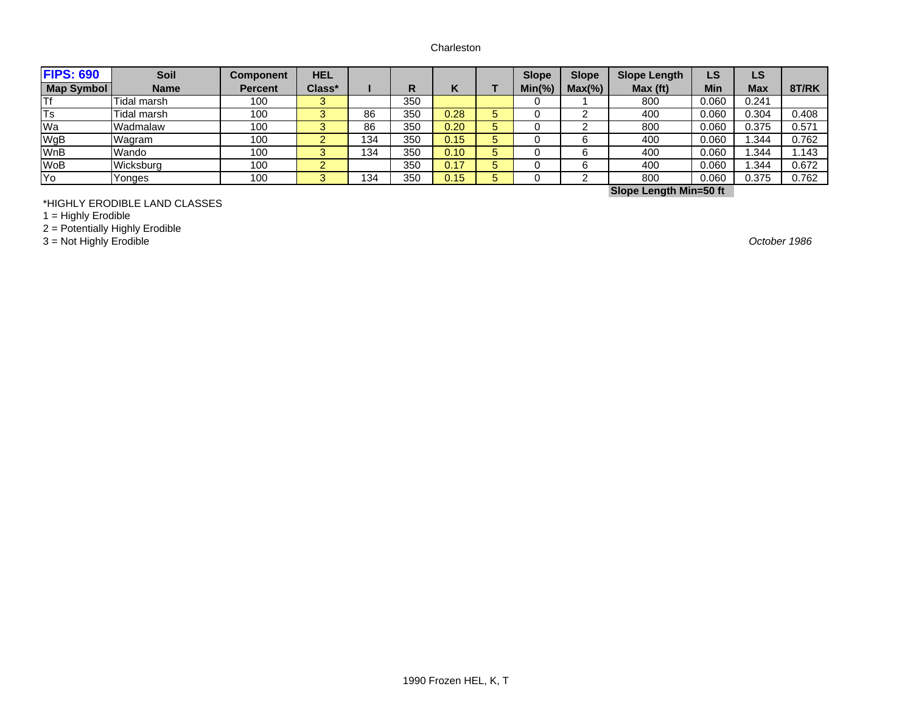Charleston

| FIPS: 690 Map Symbol | Soil Name | Component Percent | HEL Class* | I | R | K | T | Slope Min(%) | Slope Max(%) | Slope Length Max (ft) | LS Min | LS Max | 8T/RK |
|---|---|---|---|---|---|---|---|---|---|---|---|---|---|
| Tf | Tidal marsh | 100 | 3 | | 350 | | | 0 | 1 | 800 | 0.060 | 0.241 | |
| Ts | Tidal marsh | 100 | 3 | 86 | 350 | 0.28 | 5 | 0 | 2 | 400 | 0.060 | 0.304 | 0.408 |
| Wa | Wadmalaw | 100 | 3 | 86 | 350 | 0.20 | 5 | 0 | 2 | 800 | 0.060 | 0.375 | 0.571 |
| WgB | Wagram | 100 | 2 | 134 | 350 | 0.15 | 5 | 0 | 6 | 400 | 0.060 | 1.344 | 0.762 |
| WnB | Wando | 100 | 3 | 134 | 350 | 0.10 | 5 | 0 | 6 | 400 | 0.060 | 1.344 | 1.143 |
| WoB | Wicksburg | 100 | 2 | | 350 | 0.17 | 5 | 0 | 6 | 400 | 0.060 | 1.344 | 0.672 |
| Yo | Yonges | 100 | 3 | 134 | 350 | 0.15 | 5 | 0 | 2 | 800 | 0.060 | 0.375 | 0.762 |

**Slope Length Min=50 ft**

*HIGHLY ERODIBLE LAND CLASSES
1 = Highly Erodible
2 = Potentially Highly Erodible
3 = Not Highly Erodible

*October 1986*

1990 Frozen HEL, K, T